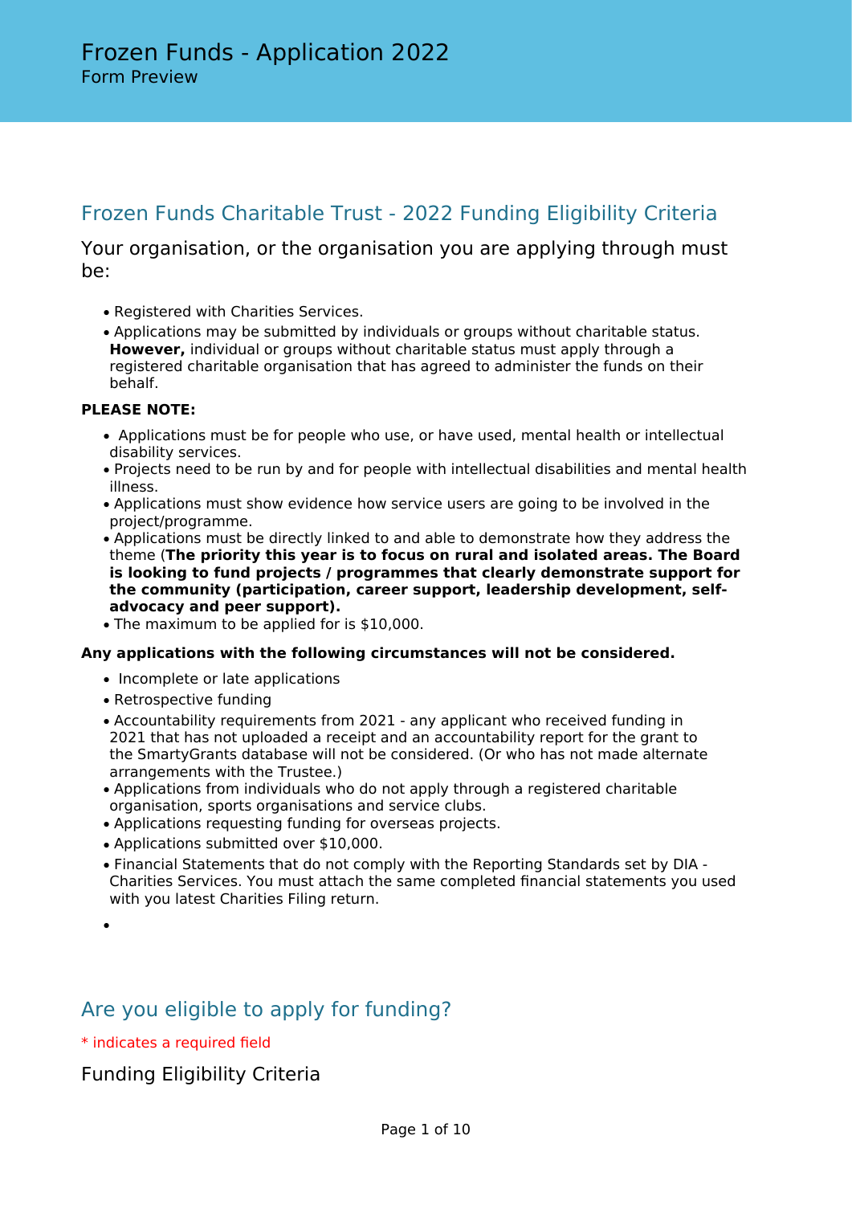# Frozen Funds - Application 2022

Form Preview

## Frozen Funds Charitable Trust - 2022 Funding Eligibility Criteria

### Your organisation, or the organisation you are applying through must be:

- Registered with Charities Services.
- Applications may be submitted by individuals or groups without charitable status. **However,** individual or groups without charitable status must apply through a registered charitable organisation that has agreed to administer the funds on their behalf.

**PLEASE NOTE:**

- Applications must be for people who use, or have used, mental health or intellectual disability services.
- Projects need to be run by and for people with intellectual disabilities and mental health illness.
- Applications must show evidence how service users are going to be involved in the project/programme.
- Applications must be directly linked to and able to demonstrate how they address the theme (**The priority this year is to focus on rural and isolated areas. The Board is looking to fund projects / programmes that clearly demonstrate support for the community (participation, career support, leadership development, self-advocacy and peer support).**
- The maximum to be applied for is $10,000.

**Any applications with the following circumstances will not be considered.**

- Incomplete or late applications
- Retrospective funding
- Accountability requirements from 2021 - any applicant who received funding in 2021 that has not uploaded a receipt and an accountability report for the grant to the SmartyGrants database will not be considered. (Or who has not made alternate arrangements with the Trustee.)
- Applications from individuals who do not apply through a registered charitable organisation, sports organisations and service clubs.
- Applications requesting funding for overseas projects.
- Applications submitted over $10,000.
- Financial Statements that do not comply with the Reporting Standards set by DIA - Charities Services. You must attach the same completed financial statements you used with you latest Charities Filing return.
-

## Are you eligible to apply for funding?

* indicates a required field

### Funding Eligibility Criteria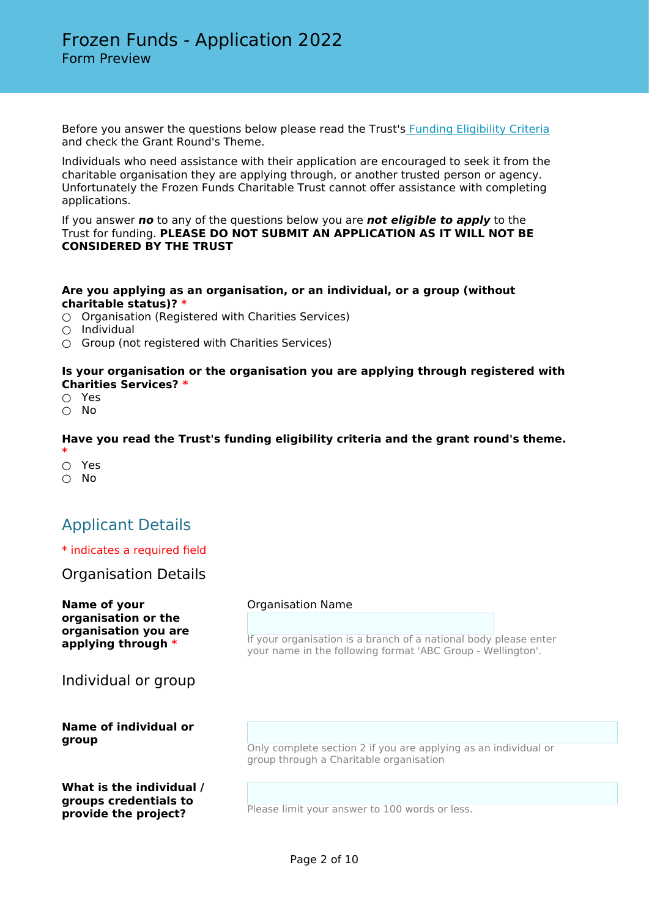# Frozen Funds - Application 2022

Form Preview

Before you answer the questions below please read the Trust's [Funding Eligibility Criteria] and check the Grant Round's Theme.

Individuals who need assistance with their application are encouraged to seek it from the charitable organisation they are applying through, or another trusted person or agency. Unfortunately the Frozen Funds Charitable Trust cannot offer assistance with completing applications.

If you answer ***no*** to any of the questions below you are ***not eligible to apply*** to the Trust for funding. **PLEASE DO NOT SUBMIT AN APPLICATION AS IT WILL NOT BE CONSIDERED BY THE TRUST**

**Are you applying as an organisation, or an individual, or a group (without charitable status)?** *

- ○ Organisation (Registered with Charities Services)
- ○ Individual
- ○ Group (not registered with Charities Services)

**Is your organisation or the organisation you are applying through registered with Charities Services?** *

- ○ Yes
- ○ No

**Have you read the Trust's funding eligibility criteria and the grant round's theme.** *

- ○ Yes
- ○ No

## Applicant Details

* indicates a required field

### Organisation Details

**Name of your organisation or the organisation you are applying through** *

Organisation Name

If your organisation is a branch of a national body please enter your name in the following format 'ABC Group - Wellington'.

### Individual or group

**Name of individual or group**

Only complete section 2 if you are applying as an individual or group through a Charitable organisation

**What is the individual / groups credentials to provide the project?**

Please limit your answer to 100 words or less.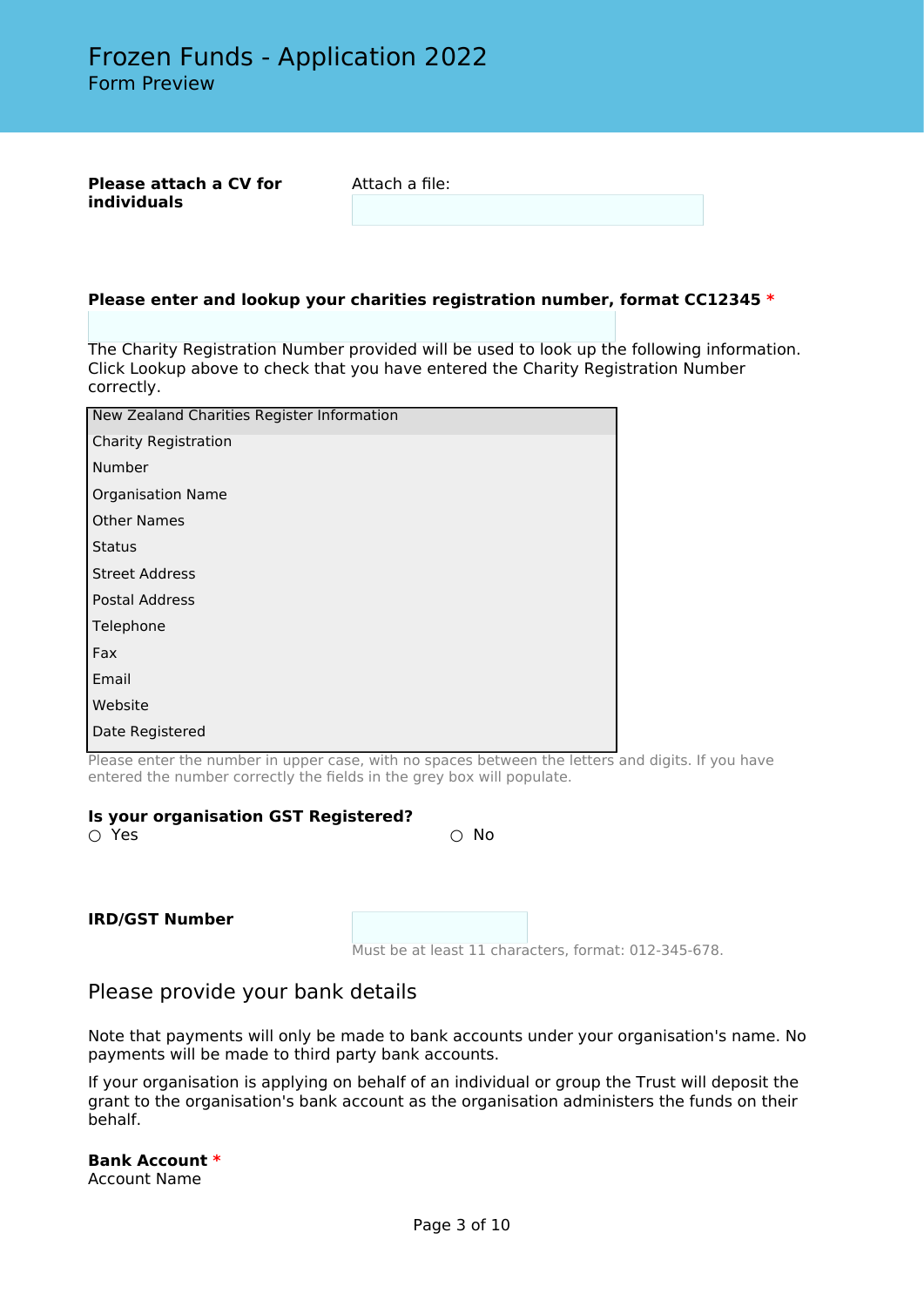**Please attach a CV for individuals**

Attach a file:

**Please enter and lookup your charities registration number, format CC12345 \***

The Charity Registration Number provided will be used to look up the following information. Click Lookup above to check that you have entered the Charity Registration Number correctly.

| New Zealand Charities Register Information |
| --- |
| Charity Registration Number |
| Organisation Name |
| Other Names |
| Status |
| Street Address |
| Postal Address |
| Telephone |
| Fax |
| Email |
| Website |
| Date Registered |

Please enter the number in upper case, with no spaces between the letters and digits. If you have entered the number correctly the fields in the grey box will populate.

**Is your organisation GST Registered?**

○ Yes ○ No

**IRD/GST Number**

Must be at least 11 characters, format: 012-345-678.

## Please provide your bank details

Note that payments will only be made to bank accounts under your organisation's name. No payments will be made to third party bank accounts.

If your organisation is applying on behalf of an individual or group the Trust will deposit the grant to the organisation's bank account as the organisation administers the funds on their behalf.

**Bank Account \***

Account Name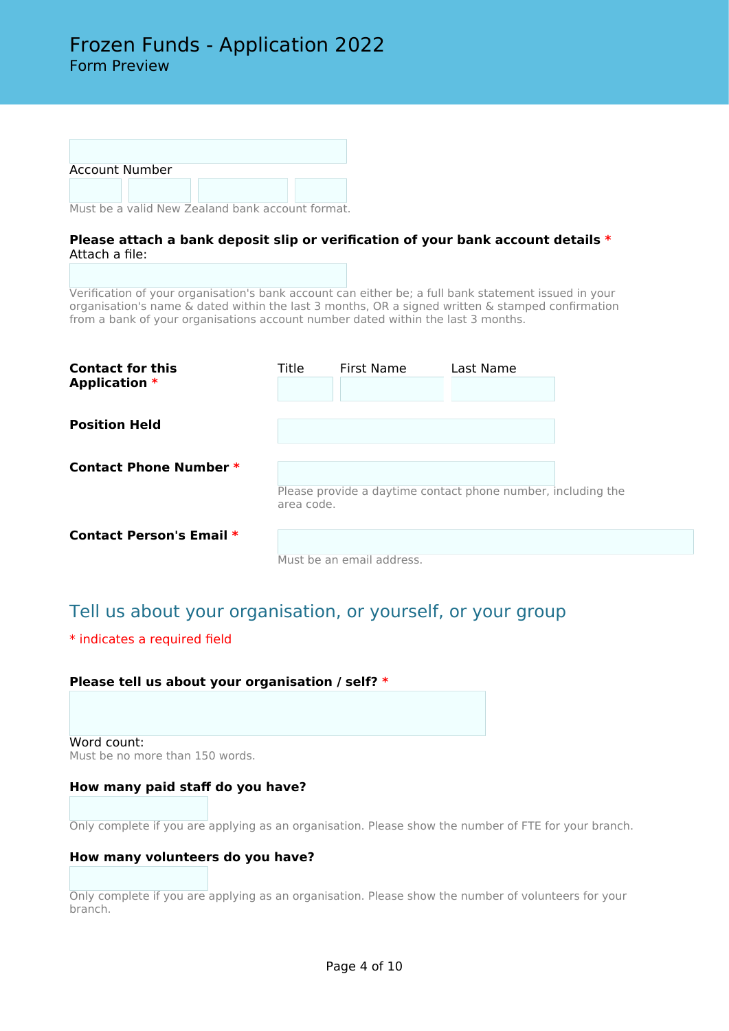# Frozen Funds - Application 2022

Form Preview

Account Number

Must be a valid New Zealand bank account format.

**Please attach a bank deposit slip or verification of your bank account details** *

Attach a file:

Verification of your organisation's bank account can either be; a full bank statement issued in your organisation's name & dated within the last 3 months, OR a signed written & stamped confirmation from a bank of your organisations account number dated within the last 3 months.

**Contact for this Application** *

Title | First Name | Last Name

**Position Held**

**Contact Phone Number** *

Please provide a daytime contact phone number, including the area code.

**Contact Person's Email** *

Must be an email address.

## Tell us about your organisation, or yourself, or your group

* indicates a required field

**Please tell us about your organisation / self?** *

Word count:

Must be no more than 150 words.

**How many paid staff do you have?**

Only complete if you are applying as an organisation. Please show the number of FTE for your branch.

**How many volunteers do you have?**

Only complete if you are applying as an organisation. Please show the number of volunteers for your branch.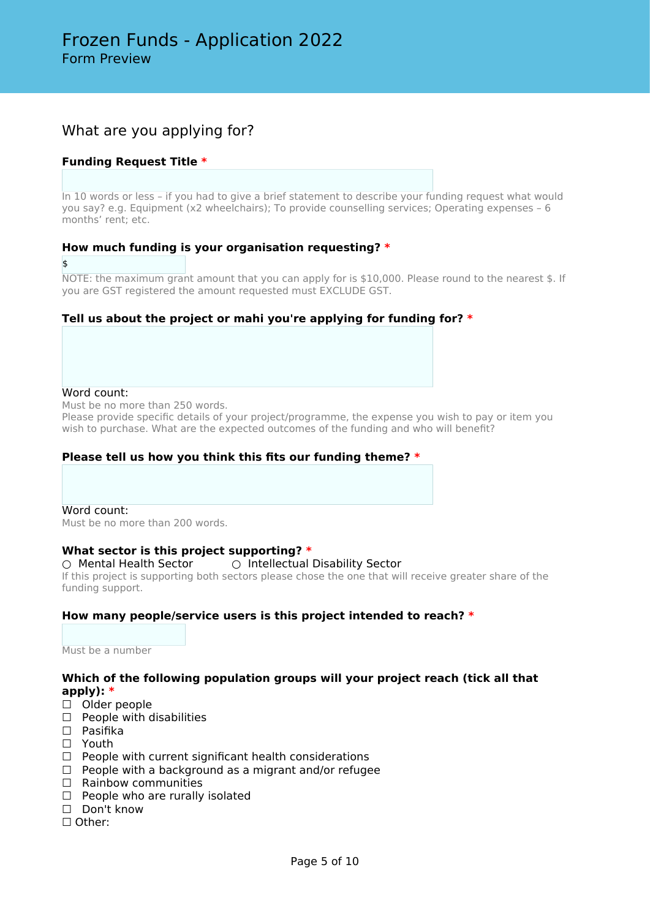# Frozen Funds - Application 2022
Form Preview

## What are you applying for?

**Funding Request Title** *

In 10 words or less – if you had to give a brief statement to describe your funding request what would you say? e.g. Equipment (x2 wheelchairs); To provide counselling services; Operating expenses – 6 months' rent; etc.

**How much funding is your organisation requesting?** *

$

NOTE: the maximum grant amount that you can apply for is $10,000. Please round to the nearest $. If you are GST registered the amount requested must EXCLUDE GST.

**Tell us about the project or mahi you're applying for funding for?** *

Word count:

Must be no more than 250 words.

Please provide specific details of your project/programme, the expense you wish to pay or item you wish to purchase. What are the expected outcomes of the funding and who will benefit?

**Please tell us how you think this fits our funding theme?** *

Word count:

Must be no more than 200 words.

**What sector is this project supporting?** *

○ Mental Health Sector ○ Intellectual Disability Sector

If this project is supporting both sectors please chose the one that will receive greater share of the funding support.

**How many people/service users is this project intended to reach?** *

Must be a number

**Which of the following population groups will your project reach (tick all that apply):** *

☐ Older people
☐ People with disabilities
☐ Pasifika
☐ Youth
☐ People with current significant health considerations
☐ People with a background as a migrant and/or refugee
☐ Rainbow communities
☐ People who are rurally isolated
☐ Don't know
☐ Other: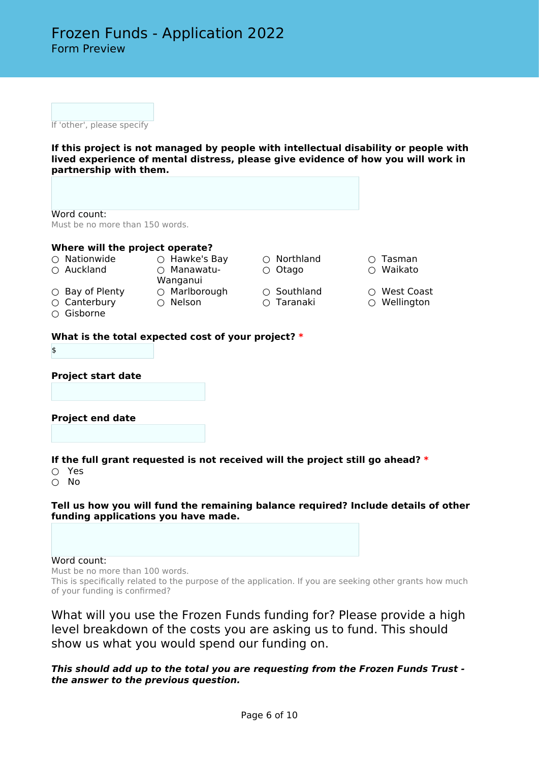# Frozen Funds - Application 2022

Form Preview

If 'other', please specify

**If this project is not managed by people with intellectual disability or people with lived experience of mental distress, please give evidence of how you will work in partnership with them.**

Word count:

Must be no more than 150 words.

**Where will the project operate?**

- ○ Nationwide
- ○ Auckland
- ○ Bay of Plenty
- ○ Canterbury
- ○ Gisborne
- ○ Hawke's Bay
- ○ Manawatu-Wanganui
- ○ Marlborough
- ○ Nelson
- ○ Northland
- ○ Otago
- ○ Southland
- ○ Taranaki
- ○ Tasman
- ○ Waikato
- ○ West Coast
- ○ Wellington

**What is the total expected cost of your project?** *

$

**Project start date**

**Project end date**

**If the full grant requested is not received will the project still go ahead?** *

- ○ Yes
- ○ No

**Tell us how you will fund the remaining balance required? Include details of other funding applications you have made.**

Word count:

Must be no more than 100 words.

This is specifically related to the purpose of the application. If you are seeking other grants how much of your funding is confirmed?

## What will you use the Frozen Funds funding for? Please provide a high level breakdown of the costs you are asking us to fund. This should show us what you would spend our funding on.

***This should add up to the total you are requesting from the Frozen Funds Trust - the answer to the previous question.***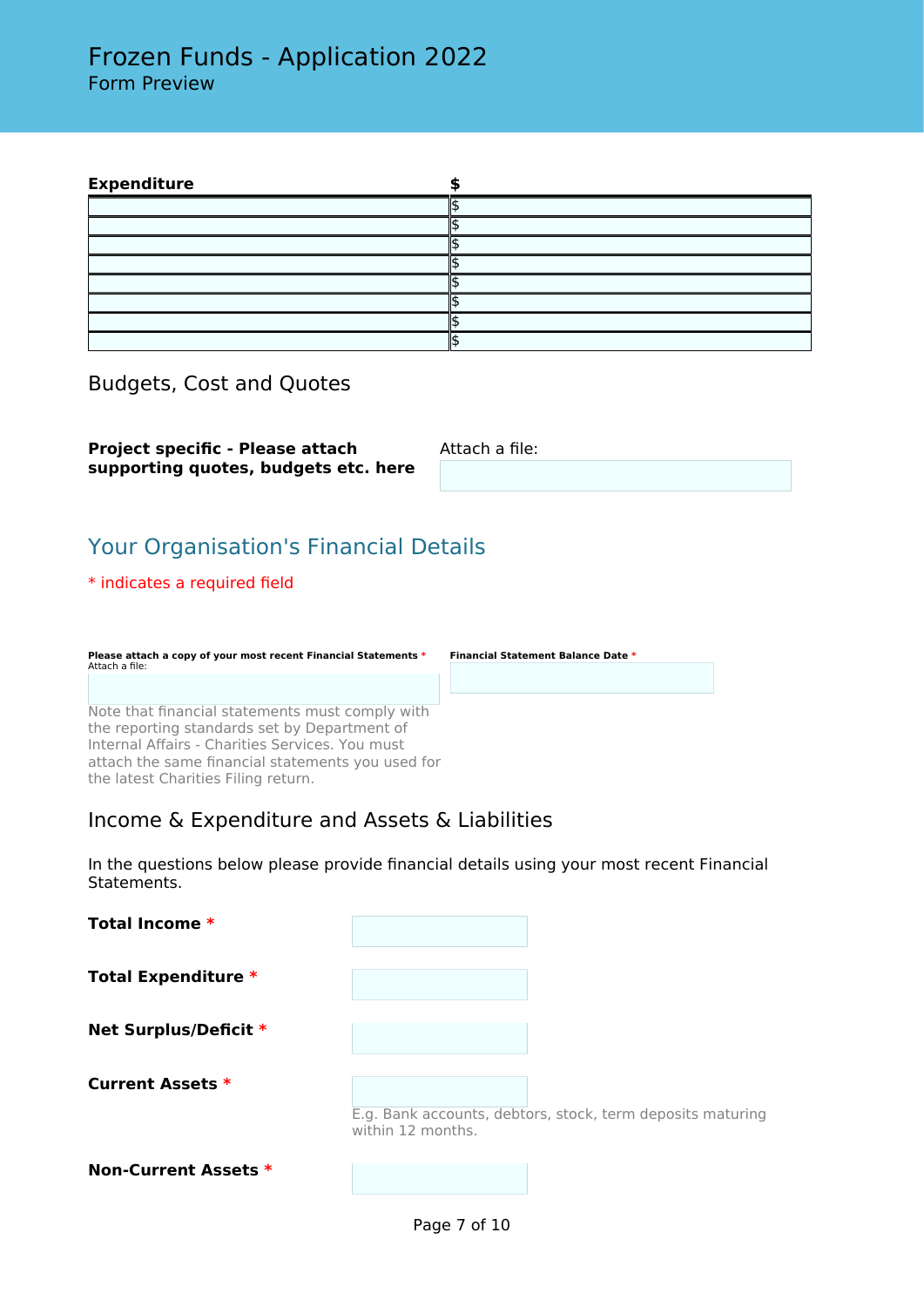# Frozen Funds - Application 2022
Form Preview

| Expenditure | $ |
|---|---|
| | $ |
| | $ |
| | $ |
| | $ |
| | $ |
| | $ |
| | $ |
| | $ |

## Budgets, Cost and Quotes

**Project specific - Please attach supporting quotes, budgets etc. here**

Attach a file:

## Your Organisation's Financial Details

* indicates a required field

**Please attach a copy of your most recent Financial Statements** *
Attach a file:

Note that financial statements must comply with the reporting standards set by Department of Internal Affairs - Charities Services. You must attach the same financial statements you used for the latest Charities Filing return.

**Financial Statement Balance Date** *

## Income & Expenditure and Assets & Liabilities

In the questions below please provide financial details using your most recent Financial Statements.

**Total Income** *

**Total Expenditure** *

**Net Surplus/Deficit** *

**Current Assets** *

E.g. Bank accounts, debtors, stock, term deposits maturing within 12 months.

**Non-Current Assets** *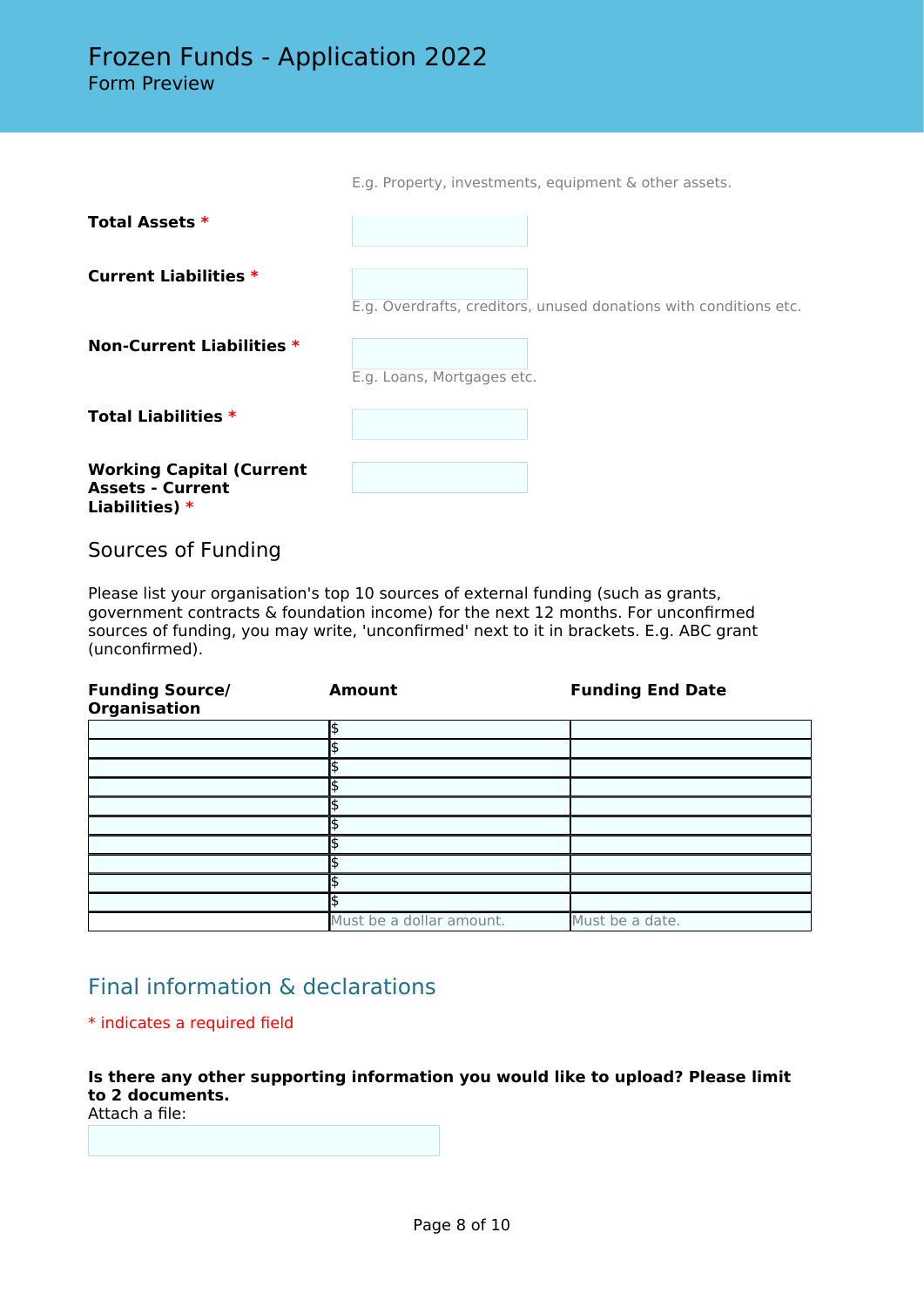# Frozen Funds - Application 2022

Form Preview

E.g. Property, investments, equipment & other assets.

**Total Assets** *

**Current Liabilities** *

E.g. Overdrafts, creditors, unused donations with conditions etc.

**Non-Current Liabilities** *

E.g. Loans, Mortgages etc.

**Total Liabilities** *

**Working Capital (Current Assets - Current Liabilities)** *

## Sources of Funding

Please list your organisation's top 10 sources of external funding (such as grants, government contracts & foundation income) for the next 12 months. For unconfirmed sources of funding, you may write, 'unconfirmed' next to it in brackets. E.g. ABC grant (unconfirmed).

| Funding Source/ Organisation | Amount | Funding End Date |
|---|---|---|
| | $ | |
| | $ | |
| | $ | |
| | $ | |
| | $ | |
| | $ | |
| | $ | |
| | $ | |
| | $ | |
| | $ | |
| | Must be a dollar amount. | Must be a date. |

## Final information & declarations

* indicates a required field

**Is there any other supporting information you would like to upload? Please limit to 2 documents.**
Attach a file: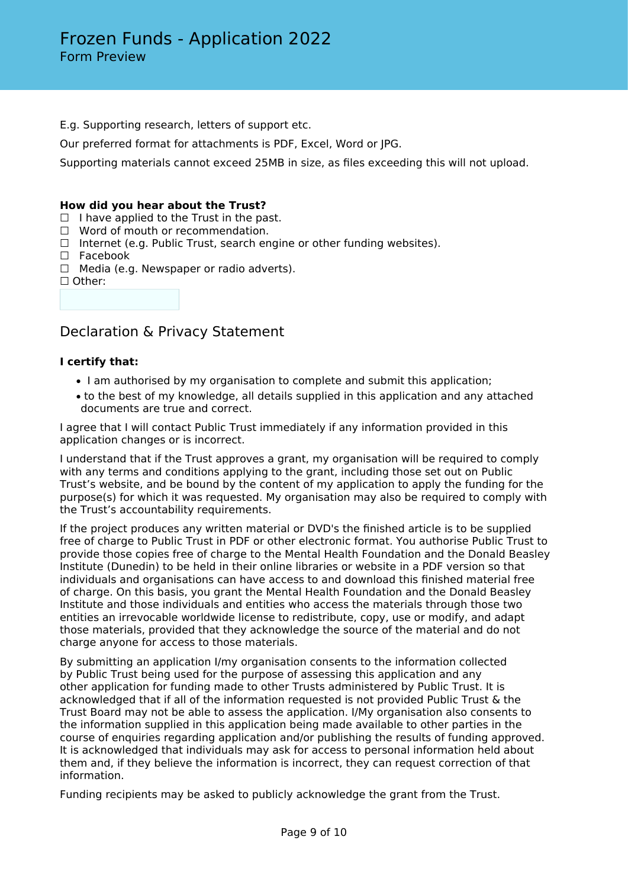E.g. Supporting research, letters of support etc.

Our preferred format for attachments is PDF, Excel, Word or JPG.

Supporting materials cannot exceed 25MB in size, as files exceeding this will not upload.

**How did you hear about the Trust?**

☐ I have applied to the Trust in the past.
☐ Word of mouth or recommendation.
☐ Internet (e.g. Public Trust, search engine or other funding websites).
☐ Facebook
☐ Media (e.g. Newspaper or radio adverts).
☐ Other:

## Declaration & Privacy Statement

**I certify that:**

- I am authorised by my organisation to complete and submit this application;
- to the best of my knowledge, all details supplied in this application and any attached documents are true and correct.

I agree that I will contact Public Trust immediately if any information provided in this application changes or is incorrect.

I understand that if the Trust approves a grant, my organisation will be required to comply with any terms and conditions applying to the grant, including those set out on Public Trust's website, and be bound by the content of my application to apply the funding for the purpose(s) for which it was requested. My organisation may also be required to comply with the Trust's accountability requirements.

If the project produces any written material or DVD's the finished article is to be supplied free of charge to Public Trust in PDF or other electronic format. You authorise Public Trust to provide those copies free of charge to the Mental Health Foundation and the Donald Beasley Institute (Dunedin) to be held in their online libraries or website in a PDF version so that individuals and organisations can have access to and download this finished material free of charge. On this basis, you grant the Mental Health Foundation and the Donald Beasley Institute and those individuals and entities who access the materials through those two entities an irrevocable worldwide license to redistribute, copy, use or modify, and adapt those materials, provided that they acknowledge the source of the material and do not charge anyone for access to those materials.

By submitting an application I/my organisation consents to the information collected by Public Trust being used for the purpose of assessing this application and any other application for funding made to other Trusts administered by Public Trust. It is acknowledged that if all of the information requested is not provided Public Trust & the Trust Board may not be able to assess the application. I/My organisation also consents to the information supplied in this application being made available to other parties in the course of enquiries regarding application and/or publishing the results of funding approved. It is acknowledged that individuals may ask for access to personal information held about them and, if they believe the information is incorrect, they can request correction of that information.

Funding recipients may be asked to publicly acknowledge the grant from the Trust.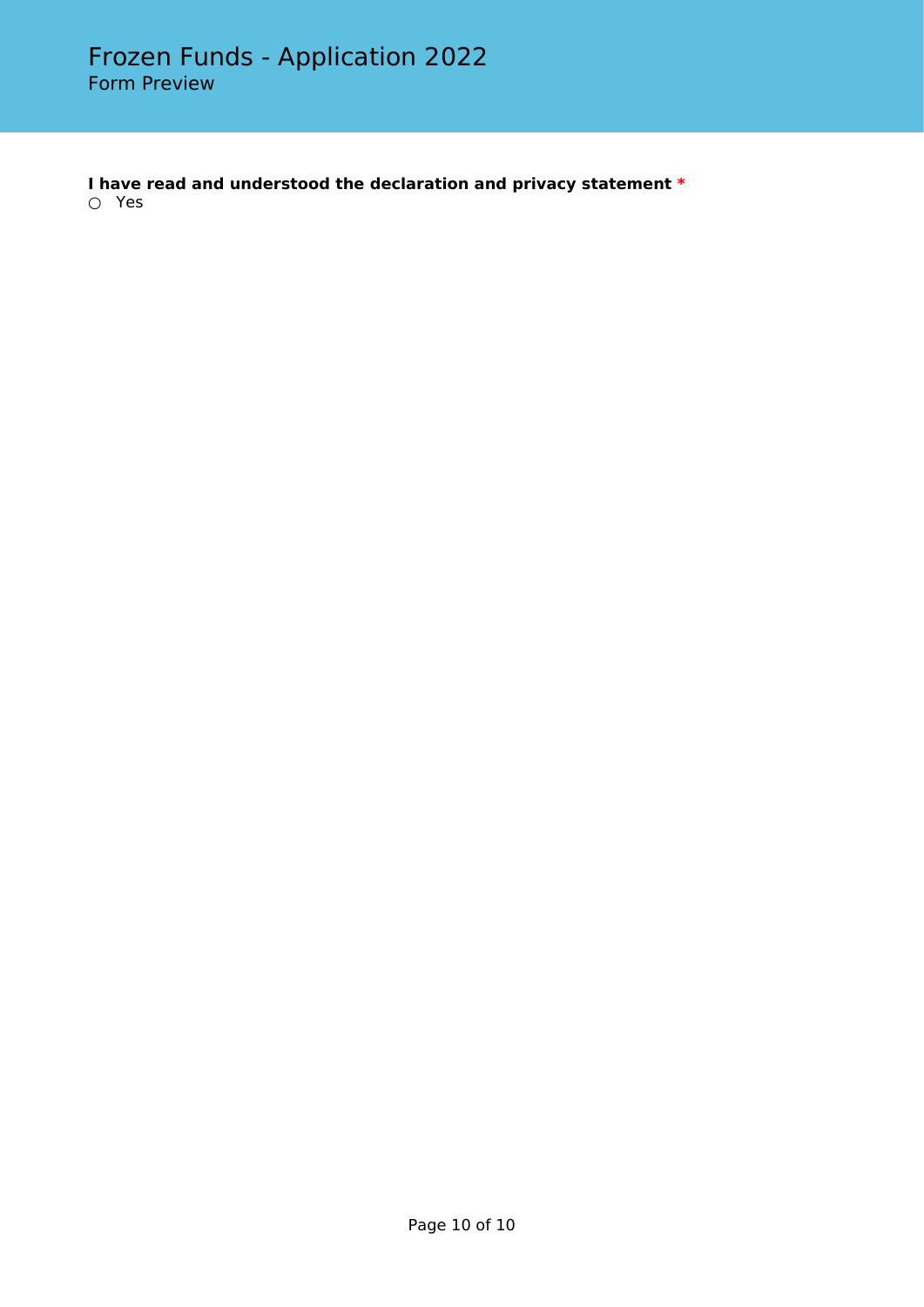**I have read and understood the declaration and privacy statement** *

○ Yes